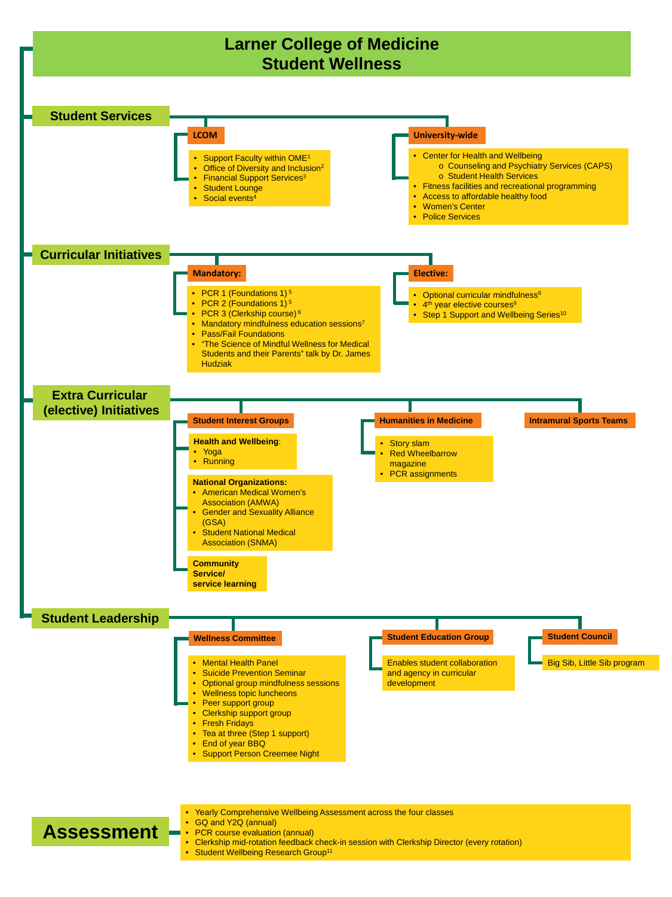# Larner College of Medicine Student Wellness

## Student Services

### LCOM

- Support Faculty within OME[1]
- Office of Diversity and Inclusion[2]
- Financial Support Services[3]
- Student Lounge
- Social events[4]

### University-wide

- Center for Health and Wellbeing
  - Counseling and Psychiatry Services (CAPS)
  - Student Health Services
- Fitness facilities and recreational programming
- Access to affordable healthy food
- Women's Center
- Police Services

## Curricular Initiatives

### Mandatory:

- PCR 1 (Foundations 1)[5]
- PCR 2 (Foundations 1)[5]
- PCR 3 (Clerkship course)[6]
- Mandatory mindfulness education sessions[7]
- Pass/Fail Foundations
- "The Science of Mindful Wellness for Medical Students and their Parents" talk by Dr. James Hudziak

### Elective:

- Optional curricular mindfulness[8]
- 4th year elective courses[9]
- Step 1 Support and Wellbeing Series[10]

## Extra Curricular (elective) Initiatives

### Student Interest Groups

**Health and Wellbeing**:
- Yoga
- Running

**National Organizations:**
- American Medical Women's Association (AMWA)
- Gender and Sexuality Alliance (GSA)
- Student National Medical Association (SNMA)

**Community Service/ service learning**

### Humanities in Medicine

- Story slam
- Red Wheelbarrow magazine
- PCR assignments

### Intramural Sports Teams

## Student Leadership

### Wellness Committee

- Mental Health Panel
- Suicide Prevention Seminar
- Optional group mindfulness sessions
- Wellness topic luncheons
- Peer support group
- Clerkship support group
- Fresh Fridays
- Tea at three (Step 1 support)
- End of year BBQ
- Support Person Creemee Night

### Student Education Group

Enables student collaboration and agency in curricular development

### Student Council

Big Sib, Little Sib program

## Assessment

- Yearly Comprehensive Wellbeing Assessment across the four classes
- GQ and Y2Q (annual)
- PCR course evaluation (annual)
- Clerkship mid-rotation feedback check-in session with Clerkship Director (every rotation)
- Student Wellbeing Research Group[11]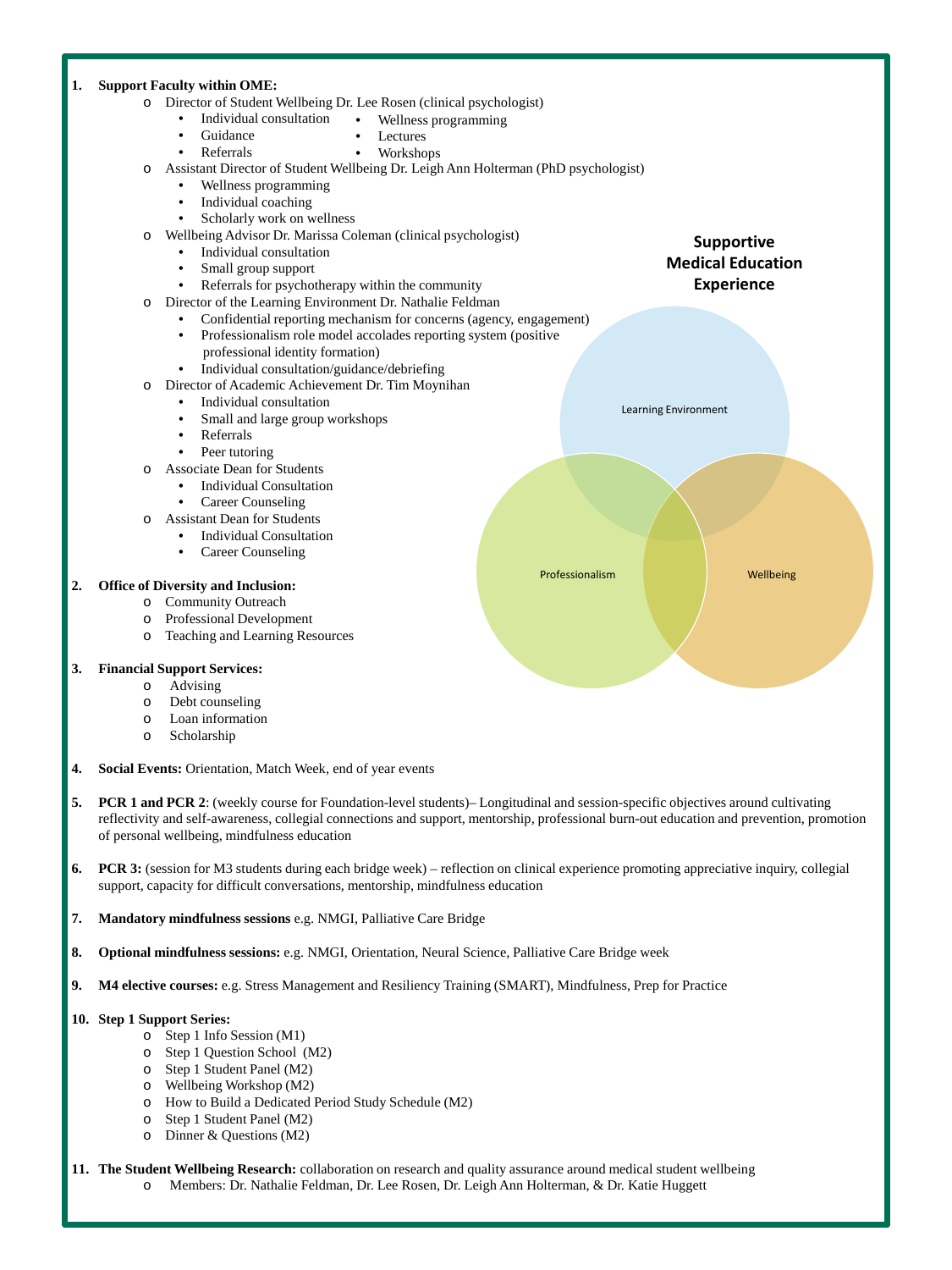1. **Support Faculty within OME:**
   - Director of Student Wellbeing Dr. Lee Rosen (clinical psychologist)
     - Individual consultation
     - Guidance
     - Referrals
     - Wellness programming
     - Lectures
     - Workshops
   - Assistant Director of Student Wellbeing Dr. Leigh Ann Holterman (PhD psychologist)
     - Wellness programming
     - Individual coaching
     - Scholarly work on wellness
   - Wellbeing Advisor Dr. Marissa Coleman (clinical psychologist)
     - Individual consultation
     - Small group support
     - Referrals for psychotherapy within the community
   - Director of the Learning Environment Dr. Nathalie Feldman
     - Confidential reporting mechanism for concerns (agency, engagement)
     - Professionalism role model accolades reporting system (positive professional identity formation)
     - Individual consultation/guidance/debriefing
   - Director of Academic Achievement Dr. Tim Moynihan
     - Individual consultation
     - Small and large group workshops
     - Referrals
     - Peer tutoring
   - Associate Dean for Students
     - Individual Consultation
     - Career Counseling
   - Assistant Dean for Students
     - Individual Consultation
     - Career Counseling

2. **Office of Diversity and Inclusion:**
   - Community Outreach
   - Professional Development
   - Teaching and Learning Resources

3. **Financial Support Services:**
   - Advising
   - Debt counseling
   - Loan information
   - Scholarship

4. **Social Events:** Orientation, Match Week, end of year events

5. **PCR 1 and PCR 2**: (weekly course for Foundation-level students)– Longitudinal and session-specific objectives around cultivating reflectivity and self-awareness, collegial connections and support, mentorship, professional burn-out education and prevention, promotion of personal wellbeing, mindfulness education

6. **PCR 3:** (session for M3 students during each bridge week) – reflection on clinical experience promoting appreciative inquiry, collegial support, capacity for difficult conversations, mentorship, mindfulness education

7. **Mandatory mindfulness sessions** e.g. NMGI, Palliative Care Bridge

8. **Optional mindfulness sessions:** e.g. NMGI, Orientation, Neural Science, Palliative Care Bridge week

9. **M4 elective courses:** e.g. Stress Management and Resiliency Training (SMART), Mindfulness, Prep for Practice

10. **Step 1 Support Series:**
    - Step 1 Info Session (M1)
    - Step 1 Question School (M2)
    - Step 1 Student Panel (M2)
    - Wellbeing Workshop (M2)
    - How to Build a Dedicated Period Study Schedule (M2)
    - Step 1 Student Panel (M2)
    - Dinner & Questions (M2)

11. **The Student Wellbeing Research:** collaboration on research and quality assurance around medical student wellbeing
    - Members: Dr. Nathalie Feldman, Dr. Lee Rosen, Dr. Leigh Ann Holterman, & Dr. Katie Huggett

**Supportive Medical Education Experience**

Learning Environment

Professionalism

Wellbeing